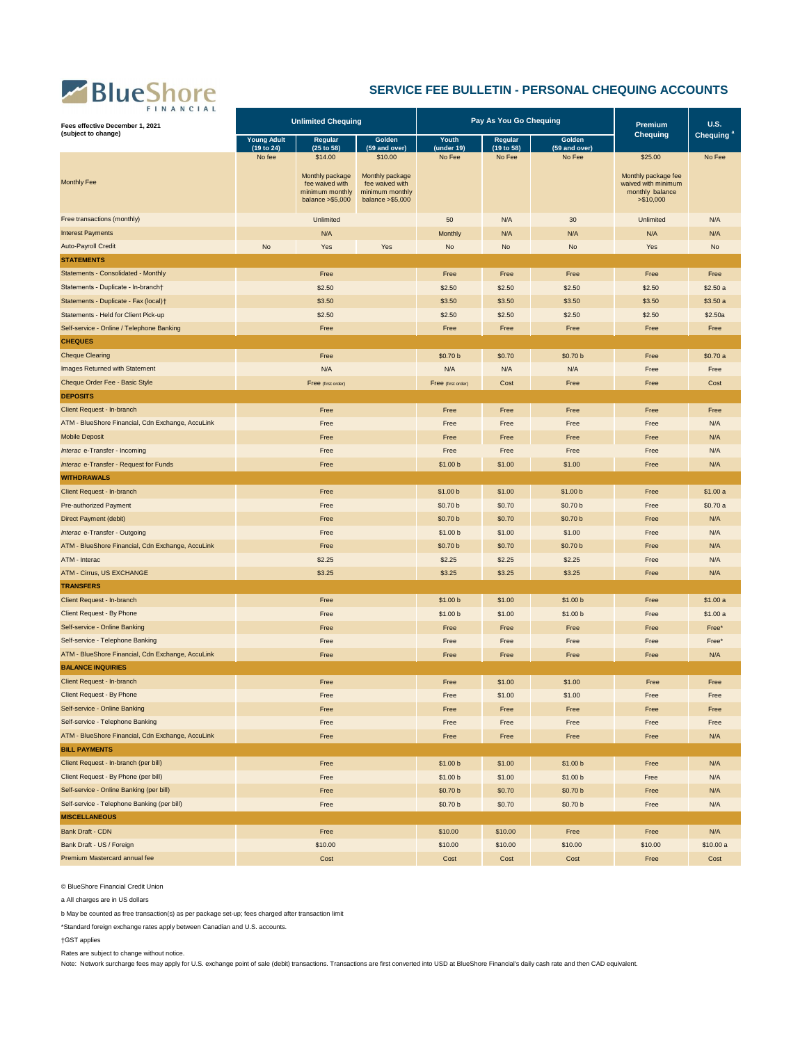BlueShore FINANCIAL

# SERVICE FEE BULLETIN - PERSONAL CHEQUING ACCOUNTS

| Fees effective December 1, 2021 (subject to change) | Unlimited Chequing | | | Pay As You Go Chequing | | | Premium Chequing | U.S. Chequing [a] |
|---|---|---|---|---|---|---|---|---|
| | Young Adult (19 to 24) | Regular (25 to 58) | Golden (59 and over) | Youth (under 19) | Regular (19 to 58) | Golden (59 and over) | | |
| Monthly Fee | No fee | $14.00 Monthly package fee waived with minimum monthly balance >$5,000 | $10.00 Monthly package fee waived with minimum monthly balance >$5,000 | No Fee | No Fee | No Fee | $25.00 Monthly package fee waived with minimum monthly balance >$10,000 | No Fee |
| Free transactions (monthly) | | Unlimited | | 50 | N/A | 30 | Unlimited | N/A |
| Interest Payments | | N/A | | Monthly | N/A | N/A | N/A | N/A |
| Auto-Payroll Credit | No | Yes | Yes | No | No | No | Yes | No |
| **STATEMENTS** | | | | | | | | |
| Statements - Consolidated - Monthly | | Free | | Free | Free | Free | Free | Free |
| Statements - Duplicate - In-branch† | | $2.50 | | $2.50 | $2.50 | $2.50 | $2.50 | $2.50 a |
| Statements - Duplicate - Fax (local)† | | $3.50 | | $3.50 | $3.50 | $3.50 | $3.50 | $3.50 a |
| Statements - Held for Client Pick-up | | $2.50 | | $2.50 | $2.50 | $2.50 | $2.50 | $2.50a |
| Self-service - Online / Telephone Banking | | Free | | Free | Free | Free | Free | Free |
| **CHEQUES** | | | | | | | | |
| Cheque Clearing | | Free | | $0.70 b | $0.70 | $0.70 b | Free | $0.70 a |
| Images Returned with Statement | | N/A | | N/A | N/A | N/A | Free | Free |
| Cheque Order Fee - Basic Style | | Free (first order) | | Free (first order) | Cost | Free | Free | Cost |
| **DEPOSITS** | | | | | | | | |
| Client Request - In-branch | | Free | | Free | Free | Free | Free | Free |
| ATM - BlueShore Financial, Cdn Exchange, AccuLink | | Free | | Free | Free | Free | Free | N/A |
| Mobile Deposit | | Free | | Free | Free | Free | Free | N/A |
| *Interac* e-Transfer - Incoming | | Free | | Free | Free | Free | Free | N/A |
| *Interac* e-Transfer - Request for Funds | | Free | | $1.00 b | $1.00 | $1.00 | Free | N/A |
| **WITHDRAWALS** | | | | | | | | |
| Client Request - In-branch | | Free | | $1.00 b | $1.00 | $1.00 b | Free | $1.00 a |
| Pre-authorized Payment | | Free | | $0.70 b | $0.70 | $0.70 b | Free | $0.70 a |
| Direct Payment (debit) | | Free | | $0.70 b | $0.70 | $0.70 b | Free | N/A |
| *Interac* e-Transfer - Outgoing | | Free | | $1.00 b | $1.00 | $1.00 | Free | N/A |
| ATM - BlueShore Financial, Cdn Exchange, AccuLink | | Free | | $0.70 b | $0.70 | $0.70 b | Free | N/A |
| ATM - Interac | | $2.25 | | $2.25 | $2.25 | $2.25 | Free | N/A |
| ATM - Cirrus, US EXCHANGE | | $3.25 | | $3.25 | $3.25 | $3.25 | Free | N/A |
| **TRANSFERS** | | | | | | | | |
| Client Request - In-branch | | Free | | $1.00 b | $1.00 | $1.00 b | Free | $1.00 a |
| Client Request - By Phone | | Free | | $1.00 b | $1.00 | $1.00 b | Free | $1.00 a |
| Self-service - Online Banking | | Free | | Free | Free | Free | Free | Free* |
| Self-service - Telephone Banking | | Free | | Free | Free | Free | Free | Free* |
| ATM - BlueShore Financial, Cdn Exchange, AccuLink | | Free | | Free | Free | Free | Free | N/A |
| **BALANCE INQUIRIES** | | | | | | | | |
| Client Request - In-branch | | Free | | Free | $1.00 | $1.00 | Free | Free |
| Client Request - By Phone | | Free | | Free | $1.00 | $1.00 | Free | Free |
| Self-service - Online Banking | | Free | | Free | Free | Free | Free | Free |
| Self-service - Telephone Banking | | Free | | Free | Free | Free | Free | Free |
| ATM - BlueShore Financial, Cdn Exchange, AccuLink | | Free | | Free | Free | Free | Free | N/A |
| **BILL PAYMENTS** | | | | | | | | |
| Client Request - In-branch (per bill) | | Free | | $1.00 b | $1.00 | $1.00 b | Free | N/A |
| Client Request - By Phone (per bill) | | Free | | $1.00 b | $1.00 | $1.00 b | Free | N/A |
| Self-service - Online Banking (per bill) | | Free | | $0.70 b | $0.70 | $0.70 b | Free | N/A |
| Self-service - Telephone Banking (per bill) | | Free | | $0.70 b | $0.70 | $0.70 b | Free | N/A |
| **MISCELLANEOUS** | | | | | | | | |
| Bank Draft - CDN | | Free | | $10.00 | $10.00 | Free | Free | N/A |
| Bank Draft - US / Foreign | | $10.00 | | $10.00 | $10.00 | $10.00 | $10.00 | $10.00 a |
| Premium Mastercard annual fee | | Cost | | Cost | Cost | Cost | Free | Cost |

© BlueShore Financial Credit Union

a All charges are in US dollars

b May be counted as free transaction(s) as per package set-up; fees charged after transaction limit

*Standard foreign exchange rates apply between Canadian and U.S. accounts.

†GST applies

Rates are subject to change without notice.

Note: Network surcharge fees may apply for U.S. exchange point of sale (debit) transactions. Transactions are first converted into USD at BlueShore Financial's daily cash rate and then CAD equivalent.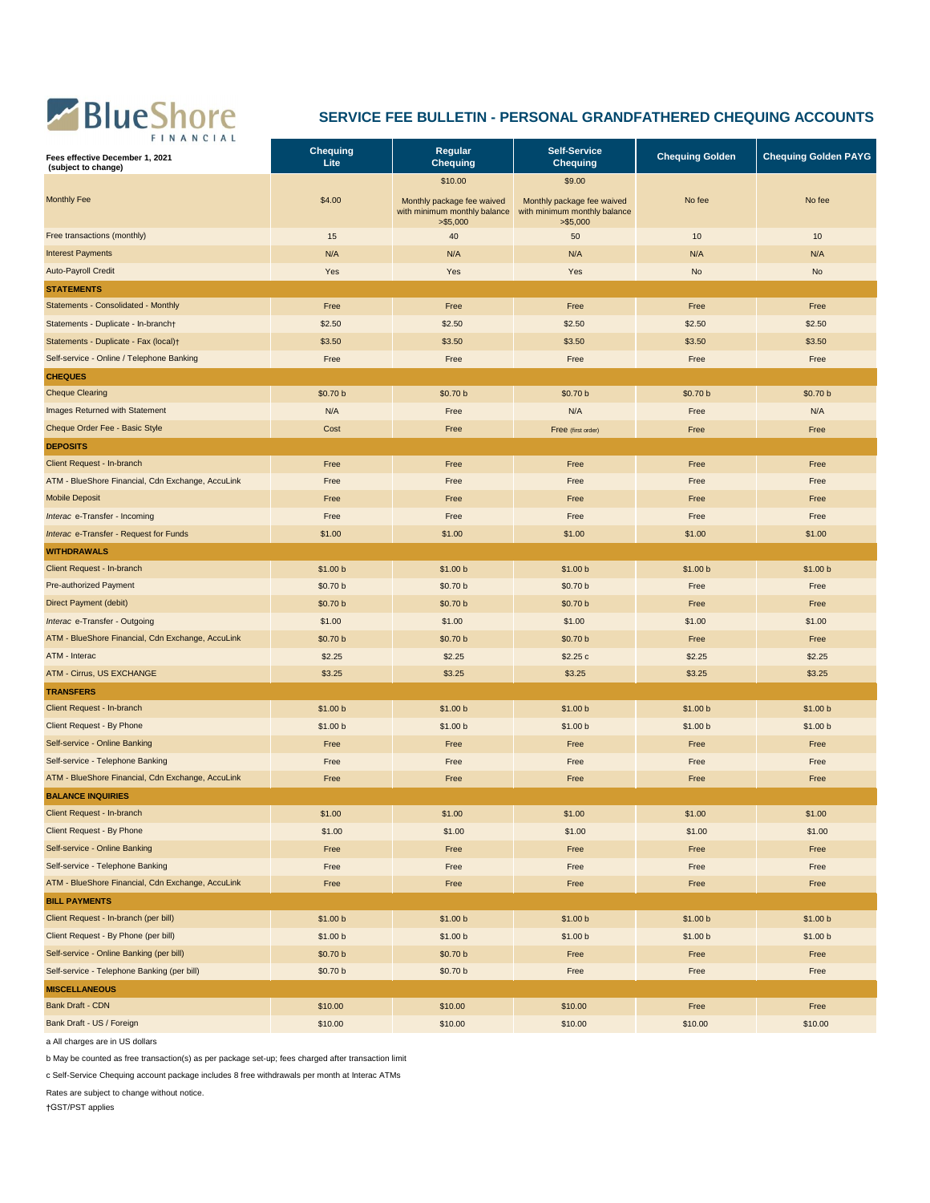## SERVICE FEE BULLETIN - PERSONAL GRANDFATHERED CHEQUING ACCOUNTS

| Fees effective December 1, 2021 (subject to change) | Chequing Lite | Regular Chequing | Self-Service Chequing | Chequing Golden | Chequing Golden PAYG |
|---|---|---|---|---|---|
| Monthly Fee | $4.00 | $10.00 Monthly package fee waived with minimum monthly balance >$5,000 | $9.00 Monthly package fee waived with minimum monthly balance >$5,000 | No fee | No fee |
| Free transactions (monthly) | 15 | 40 | 50 | 10 | 10 |
| Interest Payments | N/A | N/A | N/A | N/A | N/A |
| Auto-Payroll Credit | Yes | Yes | Yes | No | No |
| **STATEMENTS** | | | | | |
| Statements - Consolidated - Monthly | Free | Free | Free | Free | Free |
| Statements - Duplicate - In-branch† | $2.50 | $2.50 | $2.50 | $2.50 | $2.50 |
| Statements - Duplicate - Fax (local)† | $3.50 | $3.50 | $3.50 | $3.50 | $3.50 |
| Self-service - Online / Telephone Banking | Free | Free | Free | Free | Free |
| **CHEQUES** | | | | | |
| Cheque Clearing | $0.70 b | $0.70 b | $0.70 b | $0.70 b | $0.70 b |
| Images Returned with Statement | N/A | Free | N/A | Free | N/A |
| Cheque Order Fee - Basic Style | Cost | Free | Free (first order) | Free | Free |
| **DEPOSITS** | | | | | |
| Client Request - In-branch | Free | Free | Free | Free | Free |
| ATM - BlueShore Financial, Cdn Exchange, AccuLink | Free | Free | Free | Free | Free |
| Mobile Deposit | Free | Free | Free | Free | Free |
| *Interac* e-Transfer - Incoming | Free | Free | Free | Free | Free |
| *Interac* e-Transfer - Request for Funds | $1.00 | $1.00 | $1.00 | $1.00 | $1.00 |
| **WITHDRAWALS** | | | | | |
| Client Request - In-branch | $1.00 b | $1.00 b | $1.00 b | $1.00 b | $1.00 b |
| Pre-authorized Payment | $0.70 b | $0.70 b | $0.70 b | Free | Free |
| Direct Payment (debit) | $0.70 b | $0.70 b | $0.70 b | Free | Free |
| *Interac* e-Transfer - Outgoing | $1.00 | $1.00 | $1.00 | $1.00 | $1.00 |
| ATM - BlueShore Financial, Cdn Exchange, AccuLink | $0.70 b | $0.70 b | $0.70 b | Free | Free |
| ATM - Interac | $2.25 | $2.25 | $2.25 c | $2.25 | $2.25 |
| ATM - Cirrus, US EXCHANGE | $3.25 | $3.25 | $3.25 | $3.25 | $3.25 |
| **TRANSFERS** | | | | | |
| Client Request - In-branch | $1.00 b | $1.00 b | $1.00 b | $1.00 b | $1.00 b |
| Client Request - By Phone | $1.00 b | $1.00 b | $1.00 b | $1.00 b | $1.00 b |
| Self-service - Online Banking | Free | Free | Free | Free | Free |
| Self-service - Telephone Banking | Free | Free | Free | Free | Free |
| ATM - BlueShore Financial, Cdn Exchange, AccuLink | Free | Free | Free | Free | Free |
| **BALANCE INQUIRIES** | | | | | |
| Client Request - In-branch | $1.00 | $1.00 | $1.00 | $1.00 | $1.00 |
| Client Request - By Phone | $1.00 | $1.00 | $1.00 | $1.00 | $1.00 |
| Self-service - Online Banking | Free | Free | Free | Free | Free |
| Self-service - Telephone Banking | Free | Free | Free | Free | Free |
| ATM - BlueShore Financial, Cdn Exchange, AccuLink | Free | Free | Free | Free | Free |
| **BILL PAYMENTS** | | | | | |
| Client Request - In-branch (per bill) | $1.00 b | $1.00 b | $1.00 b | $1.00 b | $1.00 b |
| Client Request - By Phone (per bill) | $1.00 b | $1.00 b | $1.00 b | $1.00 b | $1.00 b |
| Self-service - Online Banking (per bill) | $0.70 b | $0.70 b | Free | Free | Free |
| Self-service - Telephone Banking (per bill) | $0.70 b | $0.70 b | Free | Free | Free |
| **MISCELLANEOUS** | | | | | |
| Bank Draft - CDN | $10.00 | $10.00 | $10.00 | Free | Free |
| Bank Draft - US / Foreign | $10.00 | $10.00 | $10.00 | $10.00 | $10.00 |

a All charges are in US dollars

b May be counted as free transaction(s) as per package set-up; fees charged after transaction limit

c Self-Service Chequing account package includes 8 free withdrawals per month at Interac ATMs

Rates are subject to change without notice.

†GST/PST applies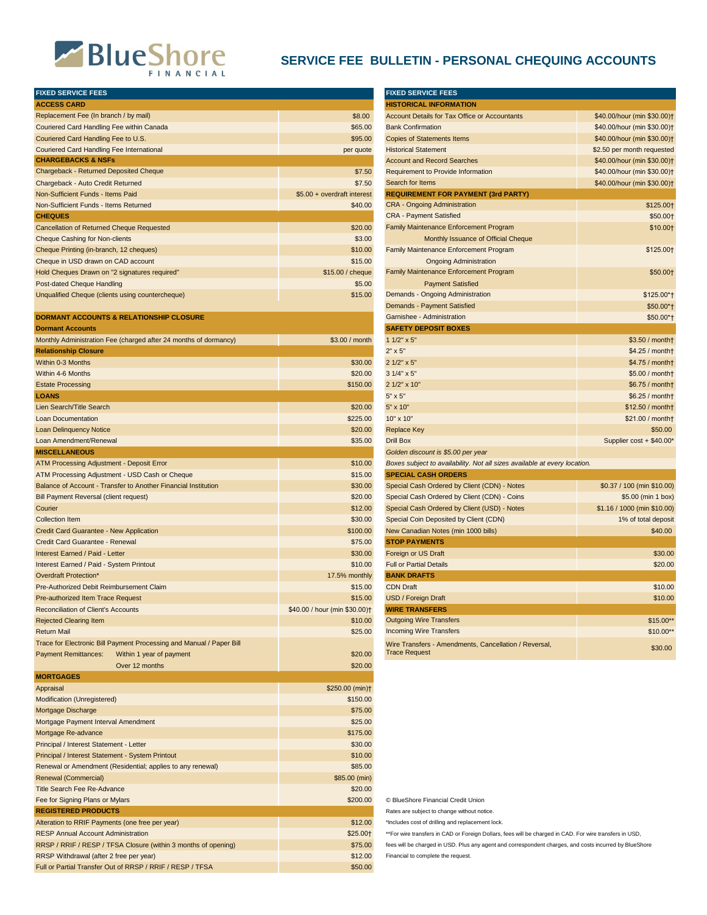# SERVICE FEE BULLETIN - PERSONAL CHEQUING ACCOUNTS

| FIXED SERVICE FEES | |
|---|---|
| **ACCESS CARD** | |
| Replacement Fee (In branch / by mail) | $8.00 |
| Couriered Card Handling Fee within Canada | $65.00 |
| Couriered Card Handling Fee to U.S. | $95.00 |
| Couriered Card Handling Fee International | per quote |
| **CHARGEBACKS & NSFs** | |
| Chargeback - Returned Deposited Cheque | $7.50 |
| Chargeback - Auto Credit Returned | $7.50 |
| Non-Sufficient Funds - Items Paid | $5.00 + overdraft interest |
| Non-Sufficient Funds - Items Returned | $40.00 |
| **CHEQUES** | |
| Cancellation of Returned Cheque Requested | $20.00 |
| Cheque Cashing for Non-clients | $3.00 |
| Cheque Printing (in-branch, 12 cheques) | $10.00 |
| Cheque in USD drawn on CAD account | $15.00 |
| Hold Cheques Drawn on "2 signatures required" | $15.00 / cheque |
| Post-dated Cheque Handling | $5.00 |
| Unqualified Cheque (clients using countercheque) | $15.00 |
| **DORMANT ACCOUNTS & RELATIONSHIP CLOSURE** | |
| **Dormant Accounts** | |
| Monthly Administration Fee (charged after 24 months of dormancy) | $3.00 / month |
| **Relationship Closure** | |
| Within 0-3 Months | $30.00 |
| Within 4-6 Months | $20.00 |
| Estate Processing | $150.00 |
| **LOANS** | |
| Lien Search/Title Search | $20.00 |
| Loan Documentation | $225.00 |
| Loan Delinquency Notice | $20.00 |
| Loan Amendment/Renewal | $35.00 |
| **MISCELLANEOUS** | |
| ATM Processing Adjustment - Deposit Error | $10.00 |
| ATM Processing Adjustment - USD Cash or Cheque | $15.00 |
| Balance of Account - Transfer to Another Financial Institution | $30.00 |
| Bill Payment Reversal (client request) | $20.00 |
| Courier | $12.00 |
| Collection Item | $30.00 |
| Credit Card Guarantee - New Application | $100.00 |
| Credit Card Guarantee - Renewal | $75.00 |
| Interest Earned / Paid - Letter | $30.00 |
| Interest Earned / Paid - System Printout | $10.00 |
| Overdraft Protection* | 17.5% monthly |
| Pre-Authorized Debit Reimbursement Claim | $15.00 |
| Pre-authorized Item Trace Request | $15.00 |
| Reconciliation of Client's Accounts | $40.00 / hour (min $30.00)† |
| Rejected Clearing Item | $10.00 |
| Return Mail | $25.00 |
| Trace for Electronic Bill Payment Processing and Manual / Paper Bill Payment Remittances: Within 1 year of payment | $20.00 |
| Over 12 months | $20.00 |
| **MORTGAGES** | |
| Appraisal | $250.00 (min)† |
| Modification (Unregistered) | $150.00 |
| Mortgage Discharge | $75.00 |
| Mortgage Payment Interval Amendment | $25.00 |
| Mortgage Re-advance | $175.00 |
| Principal / Interest Statement - Letter | $30.00 |
| Principal / Interest Statement - System Printout | $10.00 |
| Renewal or Amendment (Residential; applies to any renewal) | $85.00 |
| Renewal (Commercial) | $85.00 (min) |
| Title Search Fee Re-Advance | $20.00 |
| Fee for Signing Plans or Mylars | $200.00 |
| **REGISTERED PRODUCTS** | |
| Alteration to RRIF Payments (one free per year) | $12.00 |
| RESP Annual Account Administration | $25.00† |
| RRSP / RRIF / RESP / TFSA Closure (within 3 months of opening) | $75.00 |
| RRSP Withdrawal (after 2 free per year) | $12.00 |
| Full or Partial Transfer Out of RRSP / RRIF / RESP / TFSA | $50.00 |

| FIXED SERVICE FEES | |
|---|---|
| **HISTORICAL INFORMATION** | |
| Account Details for Tax Office or Accountants | $40.00/hour (min $30.00)† |
| Bank Confirmation | $40.00/hour (min $30.00)† |
| Copies of Statements Items | $40.00/hour (min $30.00)† |
| Historical Statement | $2.50 per month requested |
| Account and Record Searches | $40.00/hour (min $30.00)† |
| Requirement to Provide Information | $40.00/hour (min $30.00)† |
| Search for Items | $40.00/hour (min $30.00)† |
| **REQUIREMENT FOR PAYMENT (3rd PARTY)** | |
| CRA - Ongoing Administration | $125.00† |
| CRA - Payment Satisfied | $50.00† |
| Family Maintenance Enforcement Program - Monthly Issuance of Official Cheque | $10.00† |
| Family Maintenance Enforcement Program - Ongoing Administration | $125.00† |
| Family Maintenance Enforcement Program - Payment Satisfied | $50.00† |
| Demands - Ongoing Administration | $125.00*† |
| Demands - Payment Satisfied | $50.00*† |
| Garnishee - Administration | $50.00*† |
| **SAFETY DEPOSIT BOXES** | |
| 1 1/2" x 5" | $3.50 / month† |
| 2" x 5" | $4.25 / month† |
| 2 1/2" x 5" | $4.75 / month† |
| 3 1/4" x 5" | $5.00 / month† |
| 2 1/2" x 10" | $6.75 / month† |
| 5" x 5" | $6.25 / month† |
| 5" x 10" | $12.50 / month† |
| 10" x 10" | $21.00 / month† |
| Replace Key | $50.00 |
| Drill Box | Supplier cost + $40.00* |
| *Golden discount is $5.00 per year* | |
| *Boxes subject to availability. Not all sizes available at every location.* | |
| **SPECIAL CASH ORDERS** | |
| Special Cash Ordered by Client (CDN) - Notes | $0.37 / 100 (min $10.00) |
| Special Cash Ordered by Client (CDN) - Coins | $5.00 (min 1 box) |
| Special Cash Ordered by Client (USD) - Notes | $1.16 / 1000 (min $10.00) |
| Special Coin Deposited by Client (CDN) | 1% of total deposit |
| New Canadian Notes (min 1000 bills) | $40.00 |
| **STOP PAYMENTS** | |
| Foreign or US Draft | $30.00 |
| Full or Partial Details | $20.00 |
| **BANK DRAFTS** | |
| CDN Draft | $10.00 |
| USD / Foreign Draft | $10.00 |
| **WIRE TRANSFERS** | |
| Outgoing Wire Transfers | $15.00** |
| Incoming Wire Transfers | $10.00** |
| Wire Transfers - Amendments, Cancellation / Reversal, Trace Request | $30.00 |

© BlueShore Financial Credit Union

Rates are subject to change without notice.

*Includes cost of drilling and replacement lock.

**For wire transfers in CAD or Foreign Dollars, fees will be charged in CAD. For wire transfers in USD, fees will be charged in USD. Plus any agent and correspondent charges, and costs incurred by BlueShore Financial to complete the request.